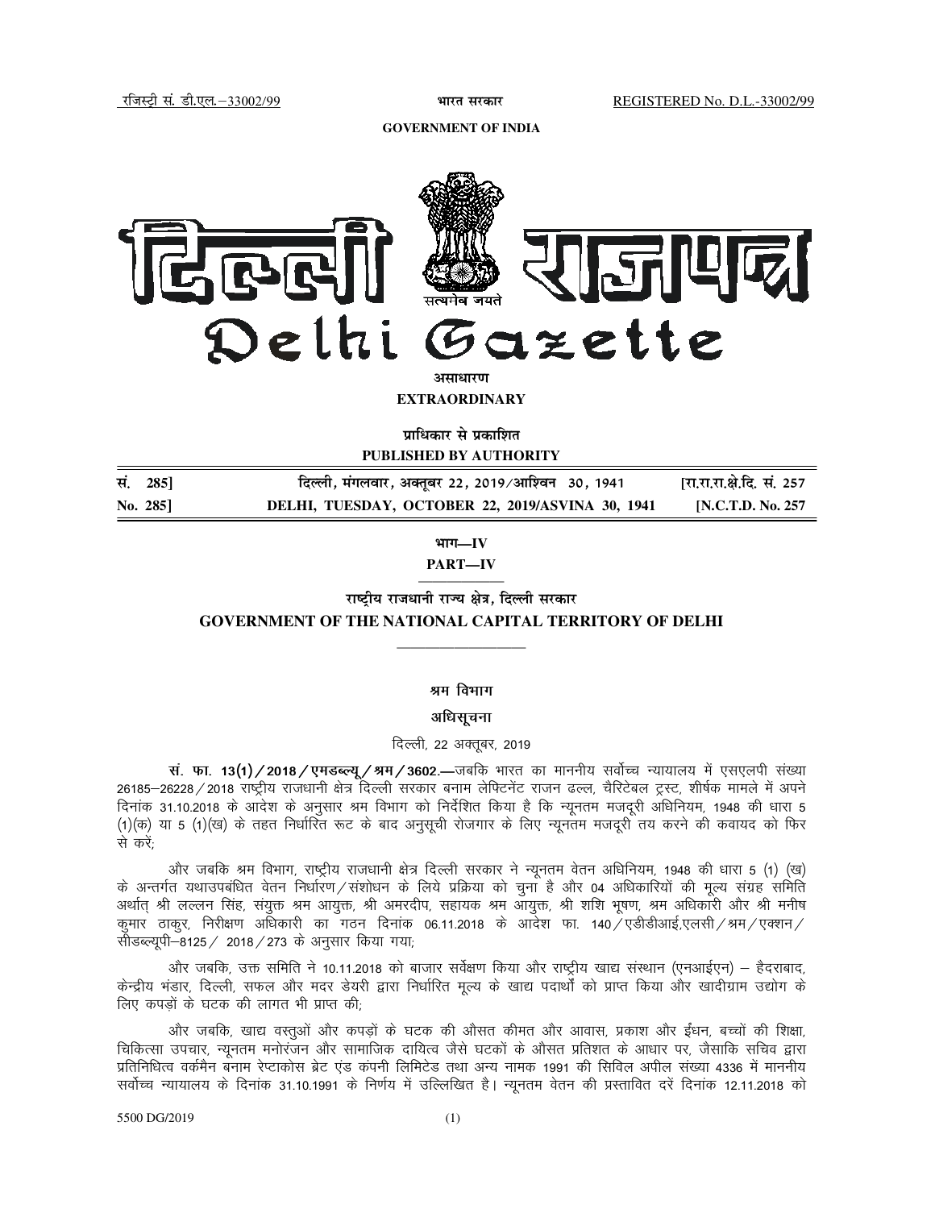रजिस्ट्री सं. डी.एल.–33002/99 | भारत सरकार | REGISTERED No. D.L.-33002/99

**GOVERNMENT OF INDIA**

# दिल्ली राजपत्र
# Delhi Gazette

**असाधारण**

**EXTRAORDINARY**

**प्राधिकार से प्रकाशित**

**PUBLISHED BY AUTHORITY**

| | | |
|---|---|---|
| **सं. 285]** | **दिल्ली, मंगलवार, अक्तूबर 22, 2019/आश्विन 30, 1941** | **[रा.रा.रा.क्षे.दि. सं. 257** |
| **No. 285]** | **DELHI, TUESDAY, OCTOBER 22, 2019/ASVINA 30, 1941** | **[N.C.T.D. No. 257** |

**भाग—IV**

**PART—IV**

## राष्ट्रीय राजधानी राज्य क्षेत्र, दिल्ली सरकार
## GOVERNMENT OF THE NATIONAL CAPITAL TERRITORY OF DELHI

### श्रम विभाग

### अधिसूचना

दिल्ली, 22 अक्तूबर, 2019

**सं. फा. 13(1)/2018/एमडब्ल्यू/श्रम/3602.—**जबकि भारत का माननीय सर्वोच्च न्यायालय में एसएलपी संख्या 26185–26228/2018 राष्ट्रीय राजधानी क्षेत्र दिल्ली सरकार बनाम लेफ्टिनेंट राजन ढल्ल, चैरिटेबल ट्रस्ट, शीर्षक मामले में अपने दिनांक 31.10.2018 के आदेश के अनुसार श्रम विभाग को निर्देशित किया है कि न्यूनतम मजदूरी अधिनियम, 1948 की धारा 5 (1)(क) या 5 (1)(ख) के तहत निर्धारित रूट के बाद अनुसूची रोजगार के लिए न्यूनतम मजदूरी तय करने की कवायद को फिर से करें;

और जबकि श्रम विभाग, राष्ट्रीय राजधानी क्षेत्र दिल्ली सरकार ने न्यूनतम वेतन अधिनियम, 1948 की धारा 5 (1) (ख) के अन्तर्गत यथाउपबंधित वेतन निर्धारण/संशोधन के लिये प्रक्रिया को चुना है और 04 अधिकारियों की मूल्य संग्रह समिति अर्थात् श्री लल्लन सिंह, संयुक्त श्रम आयुक्त, श्री अमरदीप, सहायक श्रम आयुक्त, श्री शशि भूषण, श्रम अधिकारी और श्री मनीष कुमार ठाकुर, निरीक्षण अधिकारी का गठन दिनांक 06.11.2018 के आदेश फा. 140/एडीडीआई,एलसी/श्रम/एक्शन/सीडब्ल्यूपी–8125/ 2018/273 के अनुसार किया गया;

और जबकि, उक्त समिति ने 10.11.2018 को बाजार सर्वेक्षण किया और राष्ट्रीय खाद्य संस्थान (एनआईएन) – हैदराबाद, केन्द्रीय भंडार, दिल्ली, सफल और मदर डेयरी द्वारा निर्धारित मूल्य के खाद्य पदार्थों को प्राप्त किया और खादीग्राम उद्योग के लिए कपड़ों के घटक की लागत भी प्राप्त की;

और जबकि, खाद्य वस्तुओं और कपड़ों के घटक की औसत कीमत और आवास, प्रकाश और ईंधन, बच्चों की शिक्षा, चिकित्सा उपचार, न्यूनतम मनोरंजन और सामाजिक दायित्व जैसे घटकों के औसत प्रतिशत के आधार पर, जैसाकि सचिव द्वारा प्रतिनिधित्व वर्कमैन बनाम रेप्टाकोस ब्रेट एंड कंपनी लिमिटेड तथा अन्य नामक 1991 की सिविल अपील संख्या 4336 में माननीय सर्वोच्च न्यायालय के दिनांक 31.10.1991 के निर्णय में उल्लिखित है। न्यूनतम वेतन की प्रस्तावित दरें दिनांक 12.11.2018 को

5500 DG/2019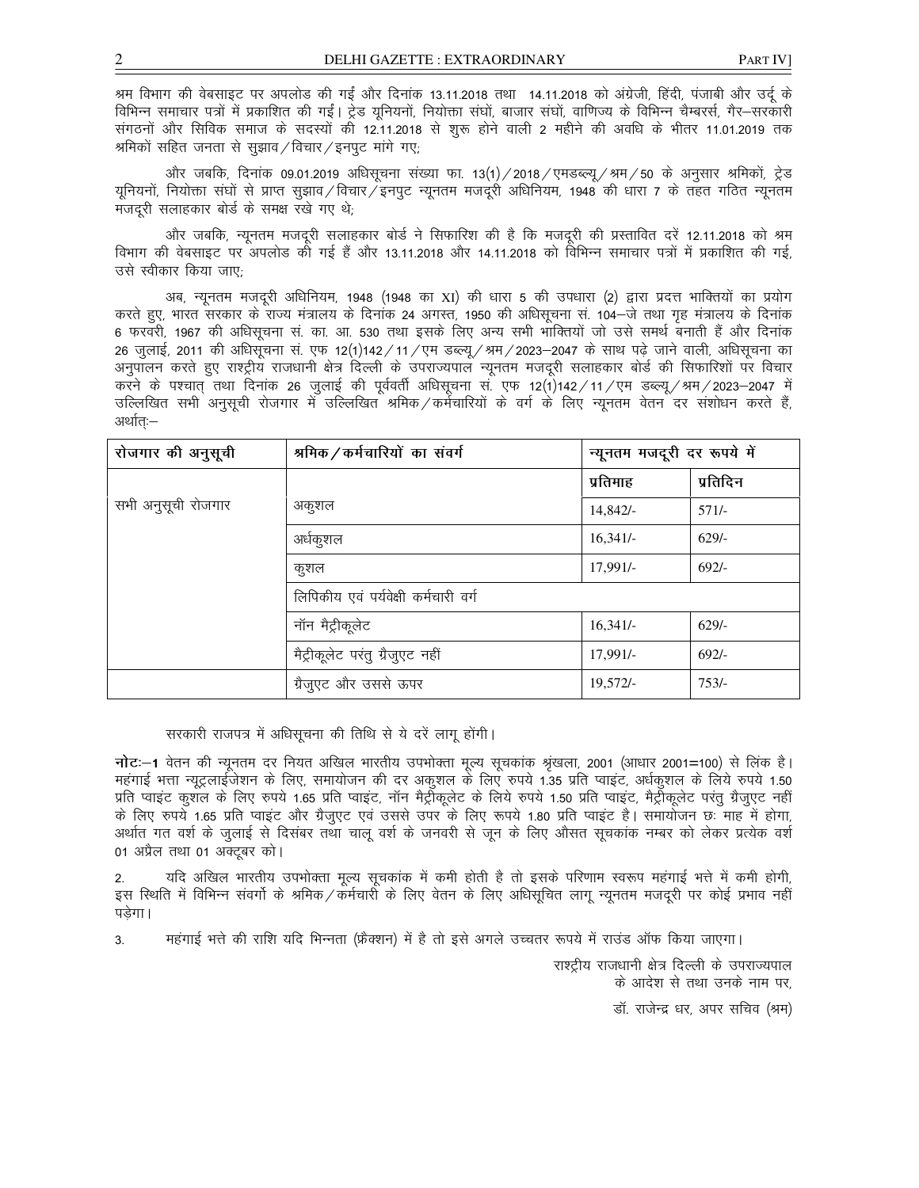श्रम विभाग की वेबसाइट पर अपलोड की गईं और दिनांक 13.11.2018 तथा 14.11.2018 को अंग्रेजी, हिंदी, पंजाबी और उर्दू के विभिन्न समाचार पत्रों में प्रकाशित की गईं। ट्रेड यूनियनों, नियोक्ता संघों, बाजार संघों, वाणिज्य के विभिन्न चैम्बर्स, गैर–सरकारी संगठनों और सिविक समाज के सदस्यों की 12.11.2018 से शुरू होने वाली 2 महीने की अवधि के भीतर 11.01.2019 तक श्रमिकों सहित जनता से सुझाव/विचार/इनपुट मांगे गए;

और जबकि, दिनांक 09.01.2019 अधिसूचना संख्या फा. 13(1)/2018/एमडब्ल्यू/श्रम/50 के अनुसार श्रमिकों, ट्रेड यूनियनों, नियोक्ता संघों से प्राप्त सुझाव/विचार/इनपुट न्यूनतम मजदूरी अधिनियम, 1948 की धारा 7 के तहत गठित न्यूनतम मजदूरी सलाहकार बोर्ड के समक्ष रखे गए थे;

और जबकि, न्यूनतम मजदूरी सलाहकार बोर्ड ने सिफारिश की है कि मजदूरी की प्रस्तावित दरें 12.11.2018 को श्रम विभाग की वेबसाइट पर अपलोड की गई हैं और 13.11.2018 और 14.11.2018 को विभिन्न समाचार पत्रों में प्रकाशित की गई, उसे स्वीकार किया जाए;

अब, न्यूनतम मजदूरी अधिनियम, 1948 (1948 का XI) की धारा 5 की उपधारा (2) द्वारा प्रदत्त भाक्तियों का प्रयोग करते हुए, भारत सरकार के राज्य मंत्रालय के दिनांक 24 अगस्त, 1950 की अधिसूचना सं. 104–जे तथा गृह मंत्रालय के दिनांक 6 फरवरी, 1967 की अधिसूचना सं. का. आ. 530 तथा इसके लिए अन्य सभी भाक्तियों जो उसे समर्थ बनाती हैं और दिनांक 26 जुलाई, 2011 की अधिसूचना सं. एफ 12(1)142/11/एम डब्ल्यू/श्रम/2023–2047 के साथ पढ़े जाने वाली, अधिसूचना का अनुपालन करते हुए राष्ट्रीय राजधानी क्षेत्र दिल्ली के उपराज्यपाल न्यूनतम मजदूरी सलाहकार बोर्ड की सिफारिशों पर विचार करने के पश्चात् तथा दिनांक 26 जुलाई की पूर्ववर्ती अधिसूचना सं. एफ 12(1)142/11/एम डब्ल्यू/श्रम/2023–2047 में उल्लिखित सभी अनुसूची रोजगार में उल्लिखित श्रमिक/कर्मचारियों के वर्ग के लिए न्यूनतम वेतन दर संशोधन करते हैं, अर्थात:–

| रोजगार की अनुसूची | श्रमिक/कर्मचारियों का संवर्ग | न्यूनतम मजदूरी दर रूपये में | |
|---|---|---|---|
| | | प्रतिमाह | प्रतिदिन |
| सभी अनुसूची रोजगार | अकुशल | 14,842/- | 571/- |
| | अर्धकुशल | 16,341/- | 629/- |
| | कुशल | 17,991/- | 692/- |
| | लिपिकीय एवं पर्यवेक्षी कर्मचारी वर्ग | | |
| | नॉन मैट्रीकूलेट | 16,341/- | 629/- |
| | मैट्रीकूलेट परंतु ग्रैजुएट नहीं | 17,991/- | 692/- |
| | ग्रैजुएट और उससे ऊपर | 19,572/- | 753/- |

सरकारी राजपत्र में अधिसूचना की तिथि से ये दरें लागू होंगी।

**नोटः–1** वेतन की न्यूनतम दर नियत अखिल भारतीय उपभोक्ता मूल्य सूचकांक श्रृंखला, 2001 (आधार 2001=100) से लिंक है। महंगाई भत्ता न्यूट्रलाईजेशन के लिए, समायोजन की दर अकुशल के लिए रुपये 1.35 प्रति प्वाइंट, अर्धकुशल के लिये रुपये 1.50 प्रति प्वाइंट कुशल के लिए रुपये 1.65 प्रति प्वाइंट, नॉन मैट्रीकूलेट के लिये रुपये 1.50 प्रति प्वाइंट, मैट्रीकूलेट परंतु ग्रैजुएट नहीं के लिए रुपये 1.65 प्रति प्वाइंट और ग्रैजुएट एवं उससे उपर के लिए रूपये 1.80 प्रति प्वाइंट है। समायोजन छः माह में होगा, अर्थात गत वर्ष के जुलाई से दिसंबर तथा चालू वर्ष के जनवरी से जून के लिए औसत सूचकांक नम्बर को लेकर प्रत्येक वर्ष 01 अप्रैल तथा 01 अक्टूबर को।

2. यदि अखिल भारतीय उपभोक्ता मूल्य सूचकांक में कमी होती है तो इसके परिणाम स्वरूप महंगाई भत्ते में कमी होगी, इस स्थिति में विभिन्न संवर्गों के श्रमिक/कर्मचारी के लिए वेतन के लिए अधिसूचित लागू न्यूनतम मजदूरी पर कोई प्रभाव नहीं पड़ेगा।

3. महंगाई भत्ते की राशि यदि भिन्नता (फ्रैक्शन) में है तो इसे अगले उच्चतर रूपये में राउंड ऑफ किया जाएगा।

राष्ट्रीय राजधानी क्षेत्र दिल्ली के उपराज्यपाल
के आदेश से तथा उनके नाम पर,

डॉ. राजेन्द्र धर, अपर सचिव (श्रम)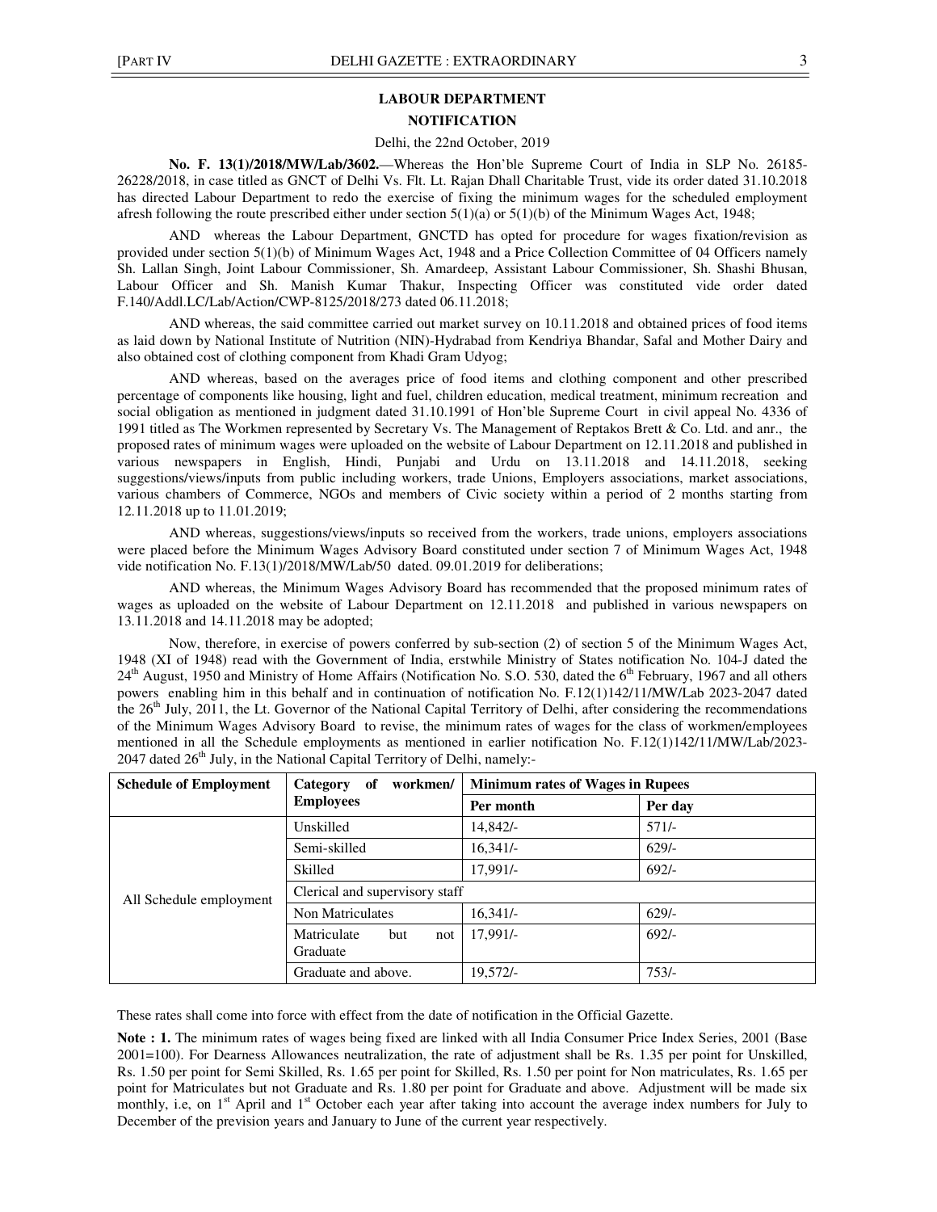## LABOUR DEPARTMENT

## NOTIFICATION

Delhi, the 22nd October, 2019

**No. F. 13(1)/2018/MW/Lab/3602.**—Whereas the Hon'ble Supreme Court of India in SLP No. 26185-26228/2018, in case titled as GNCT of Delhi Vs. Flt. Lt. Rajan Dhall Charitable Trust, vide its order dated 31.10.2018 has directed Labour Department to redo the exercise of fixing the minimum wages for the scheduled employment afresh following the route prescribed either under section 5(1)(a) or 5(1)(b) of the Minimum Wages Act, 1948;

AND whereas the Labour Department, GNCTD has opted for procedure for wages fixation/revision as provided under section 5(1)(b) of Minimum Wages Act, 1948 and a Price Collection Committee of 04 Officers namely Sh. Lallan Singh, Joint Labour Commissioner, Sh. Amardeep, Assistant Labour Commissioner, Sh. Shashi Bhusan, Labour Officer and Sh. Manish Kumar Thakur, Inspecting Officer was constituted vide order dated F.140/Addl.LC/Lab/Action/CWP-8125/2018/273 dated 06.11.2018;

AND whereas, the said committee carried out market survey on 10.11.2018 and obtained prices of food items as laid down by National Institute of Nutrition (NIN)-Hydrabad from Kendriya Bhandar, Safal and Mother Dairy and also obtained cost of clothing component from Khadi Gram Udyog;

AND whereas, based on the averages price of food items and clothing component and other prescribed percentage of components like housing, light and fuel, children education, medical treatment, minimum recreation and social obligation as mentioned in judgment dated 31.10.1991 of Hon'ble Supreme Court in civil appeal No. 4336 of 1991 titled as The Workmen represented by Secretary Vs. The Management of Reptakos Brett & Co. Ltd. and anr., the proposed rates of minimum wages were uploaded on the website of Labour Department on 12.11.2018 and published in various newspapers in English, Hindi, Punjabi and Urdu on 13.11.2018 and 14.11.2018, seeking suggestions/views/inputs from public including workers, trade Unions, Employers associations, market associations, various chambers of Commerce, NGOs and members of Civic society within a period of 2 months starting from 12.11.2018 up to 11.01.2019;

AND whereas, suggestions/views/inputs so received from the workers, trade unions, employers associations were placed before the Minimum Wages Advisory Board constituted under section 7 of Minimum Wages Act, 1948 vide notification No. F.13(1)/2018/MW/Lab/50 dated. 09.01.2019 for deliberations;

AND whereas, the Minimum Wages Advisory Board has recommended that the proposed minimum rates of wages as uploaded on the website of Labour Department on 12.11.2018 and published in various newspapers on 13.11.2018 and 14.11.2018 may be adopted;

Now, therefore, in exercise of powers conferred by sub-section (2) of section 5 of the Minimum Wages Act, 1948 (XI of 1948) read with the Government of India, erstwhile Ministry of States notification No. 104-J dated the 24th August, 1950 and Ministry of Home Affairs (Notification No. S.O. 530, dated the 6th February, 1967 and all others powers enabling him in this behalf and in continuation of notification No. F.12(1)142/11/MW/Lab 2023-2047 dated the 26th July, 2011, the Lt. Governor of the National Capital Territory of Delhi, after considering the recommendations of the Minimum Wages Advisory Board to revise, the minimum rates of wages for the class of workmen/employees mentioned in all the Schedule employments as mentioned in earlier notification No. F.12(1)142/11/MW/Lab/2023-2047 dated 26th July, in the National Capital Territory of Delhi, namely:-

| Schedule of Employment | Category of workmen/ Employees | Minimum rates of Wages in Rupees | |
|---|---|---|---|
| | | Per month | Per day |
| All Schedule employment | Unskilled | 14,842/- | 571/- |
| | Semi-skilled | 16,341/- | 629/- |
| | Skilled | 17,991/- | 692/- |
| | Clerical and supervisory staff | | |
| | Non Matriculates | 16,341/- | 629/- |
| | Matriculate but not Graduate | 17,991/- | 692/- |
| | Graduate and above. | 19,572/- | 753/- |

These rates shall come into force with effect from the date of notification in the Official Gazette.

**Note : 1.** The minimum rates of wages being fixed are linked with all India Consumer Price Index Series, 2001 (Base 2001=100). For Dearness Allowances neutralization, the rate of adjustment shall be Rs. 1.35 per point for Unskilled, Rs. 1.50 per point for Semi Skilled, Rs. 1.65 per point for Skilled, Rs. 1.50 per point for Non matriculates, Rs. 1.65 per point for Matriculates but not Graduate and Rs. 1.80 per point for Graduate and above. Adjustment will be made six monthly, i.e, on 1st April and 1st October each year after taking into account the average index numbers for July to December of the prevision years and January to June of the current year respectively.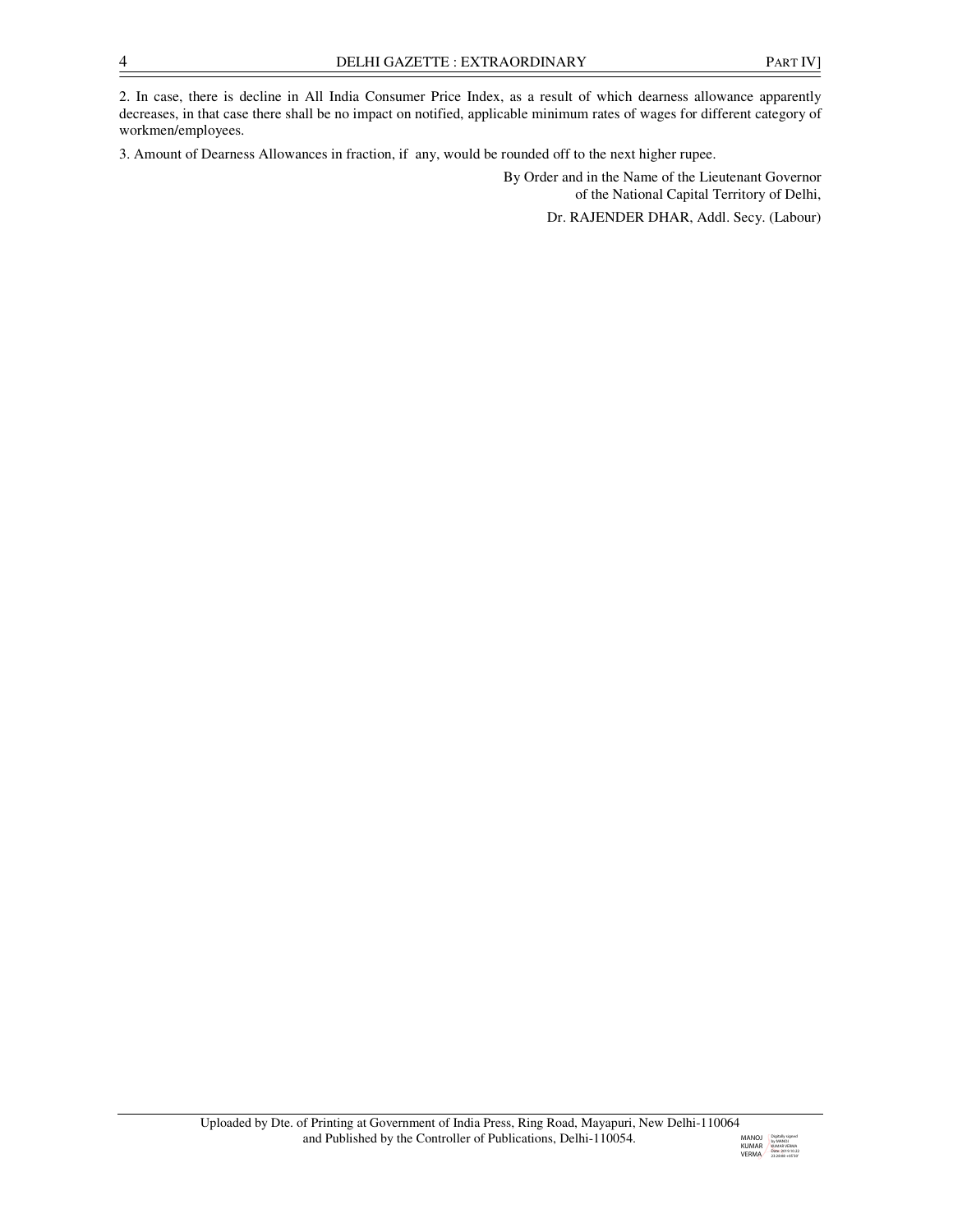2. In case, there is decline in All India Consumer Price Index, as a result of which dearness allowance apparently decreases, in that case there shall be no impact on notified, applicable minimum rates of wages for different category of workmen/employees.

3. Amount of Dearness Allowances in fraction, if any, would be rounded off to the next higher rupee.

By Order and in the Name of the Lieutenant Governor
of the National Capital Territory of Delhi,

Dr. RAJENDER DHAR, Addl. Secy. (Labour)

Uploaded by Dte. of Printing at Government of India Press, Ring Road, Mayapuri, New Delhi-110064
and Published by the Controller of Publications, Delhi-110054.